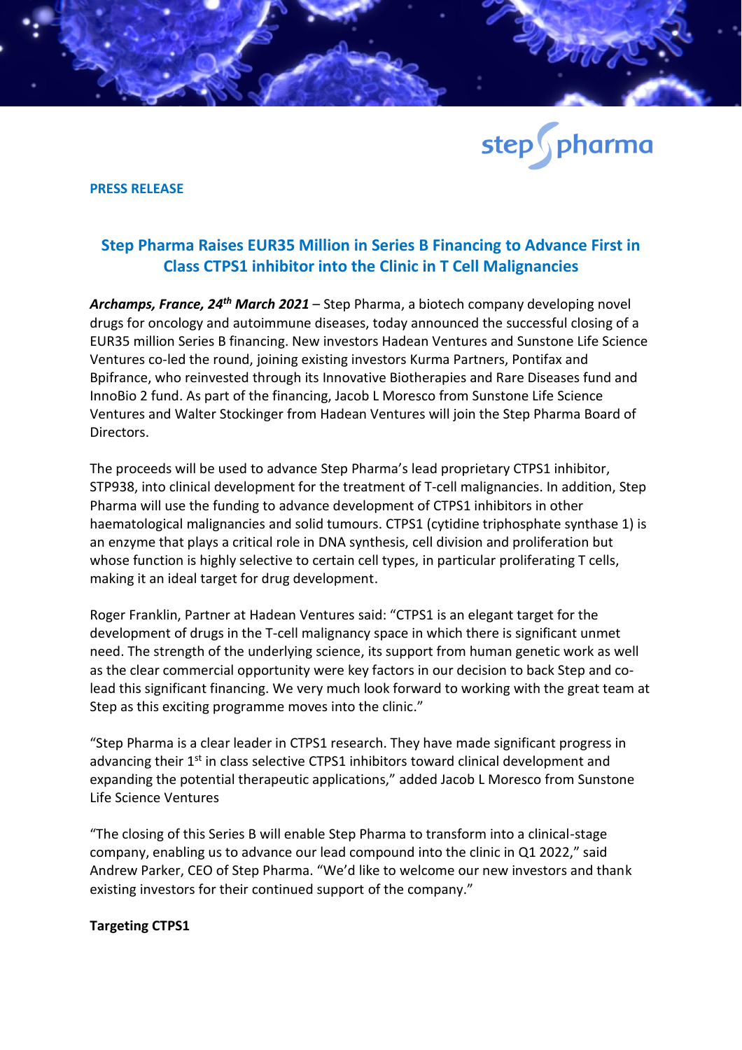**PRESS RELEASE**

## Step Pharma Raises EUR35 Million in Series B Financing to Advance First in Class CTPS1 inhibitor into the Clinic in T Cell Malignancies

***Archamps, France, 24th March 2021*** – Step Pharma, a biotech company developing novel drugs for oncology and autoimmune diseases, today announced the successful closing of a EUR35 million Series B financing. New investors Hadean Ventures and Sunstone Life Science Ventures co-led the round, joining existing investors Kurma Partners, Pontifax and Bpifrance, who reinvested through its Innovative Biotherapies and Rare Diseases fund and InnoBio 2 fund. As part of the financing, Jacob L Moresco from Sunstone Life Science Ventures and Walter Stockinger from Hadean Ventures will join the Step Pharma Board of Directors.

The proceeds will be used to advance Step Pharma's lead proprietary CTPS1 inhibitor, STP938, into clinical development for the treatment of T-cell malignancies. In addition, Step Pharma will use the funding to advance development of CTPS1 inhibitors in other haematological malignancies and solid tumours. CTPS1 (cytidine triphosphate synthase 1) is an enzyme that plays a critical role in DNA synthesis, cell division and proliferation but whose function is highly selective to certain cell types, in particular proliferating T cells, making it an ideal target for drug development.

Roger Franklin, Partner at Hadean Ventures said: "CTPS1 is an elegant target for the development of drugs in the T-cell malignancy space in which there is significant unmet need. The strength of the underlying science, its support from human genetic work as well as the clear commercial opportunity were key factors in our decision to back Step and co-lead this significant financing. We very much look forward to working with the great team at Step as this exciting programme moves into the clinic."

"Step Pharma is a clear leader in CTPS1 research. They have made significant progress in advancing their 1st in class selective CTPS1 inhibitors toward clinical development and expanding the potential therapeutic applications," added Jacob L Moresco from Sunstone Life Science Ventures

"The closing of this Series B will enable Step Pharma to transform into a clinical-stage company, enabling us to advance our lead compound into the clinic in Q1 2022," said Andrew Parker, CEO of Step Pharma. "We'd like to welcome our new investors and thank existing investors for their continued support of the company."

**Targeting CTPS1**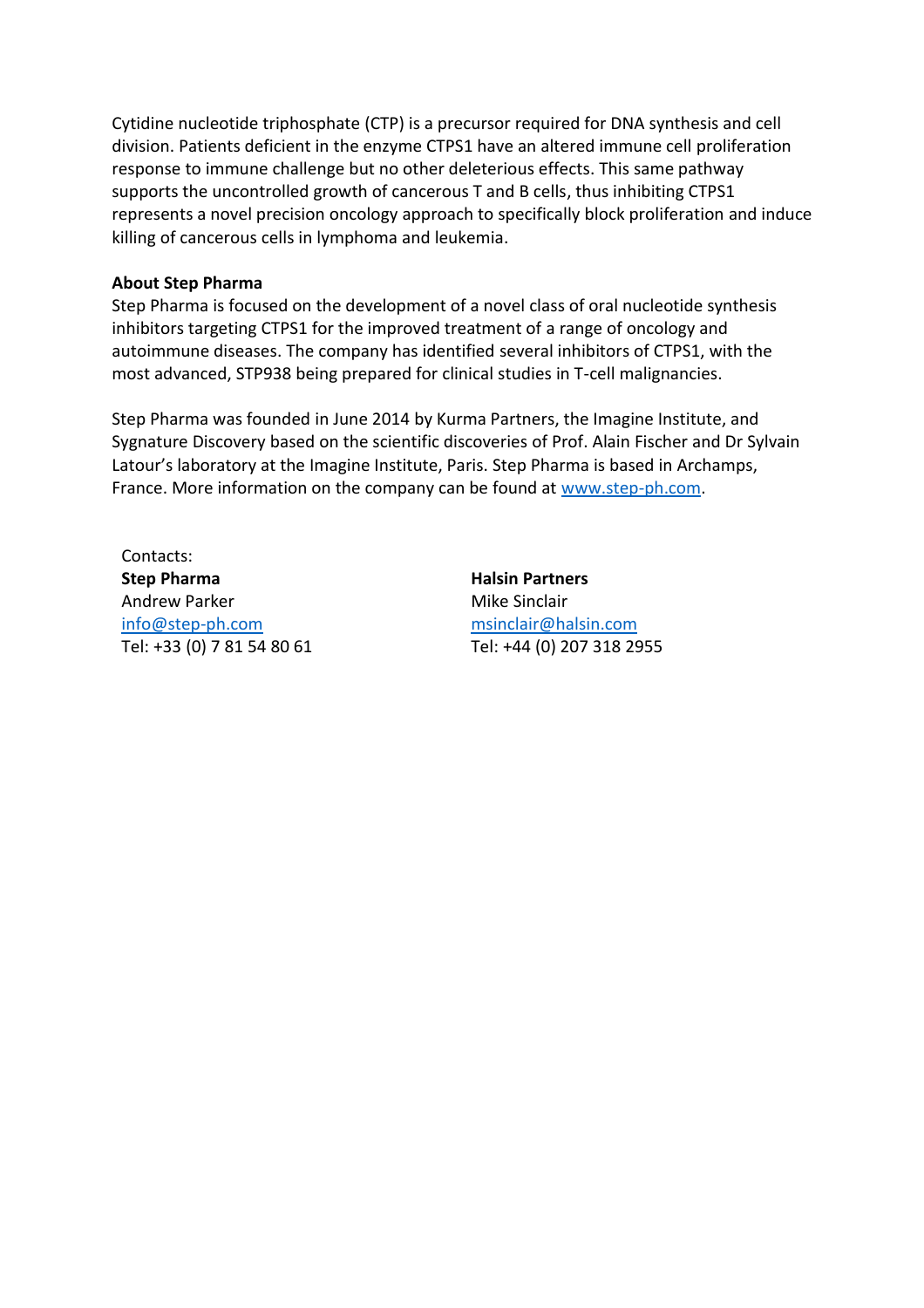Cytidine nucleotide triphosphate (CTP) is a precursor required for DNA synthesis and cell division. Patients deficient in the enzyme CTPS1 have an altered immune cell proliferation response to immune challenge but no other deleterious effects. This same pathway supports the uncontrolled growth of cancerous T and B cells, thus inhibiting CTPS1 represents a novel precision oncology approach to specifically block proliferation and induce killing of cancerous cells in lymphoma and leukemia.

**About Step Pharma**

Step Pharma is focused on the development of a novel class of oral nucleotide synthesis inhibitors targeting CTPS1 for the improved treatment of a range of oncology and autoimmune diseases. The company has identified several inhibitors of CTPS1, with the most advanced, STP938 being prepared for clinical studies in T-cell malignancies.

Step Pharma was founded in June 2014 by Kurma Partners, the Imagine Institute, and Sygnature Discovery based on the scientific discoveries of Prof. Alain Fischer and Dr Sylvain Latour's laboratory at the Imagine Institute, Paris. Step Pharma is based in Archamps, France. More information on the company can be found at www.step-ph.com.

Contacts:

**Step Pharma**
Andrew Parker
info@step-ph.com
Tel: +33 (0) 7 81 54 80 61

**Halsin Partners**
Mike Sinclair
msinclair@halsin.com
Tel: +44 (0) 207 318 2955